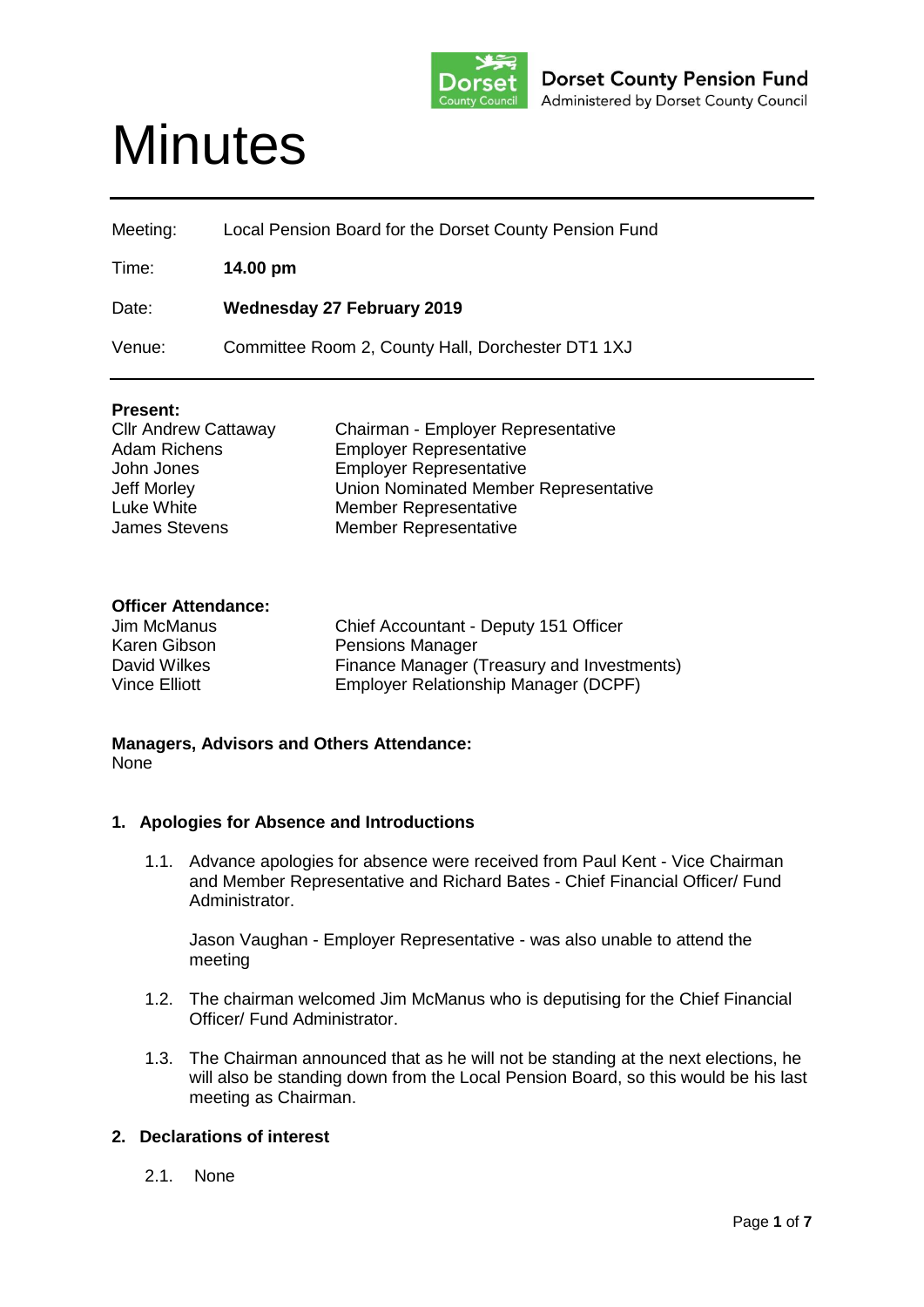Dorset County Pension Fund
Administered by Dorset County Council

# Minutes

| | |
|---|---|
| Meeting: | Local Pension Board for the Dorset County Pension Fund |
| Time: | **14.00 pm** |
| Date: | **Wednesday 27 February 2019** |
| Venue: | Committee Room 2, County Hall, Dorchester DT1 1XJ |

**Present:**

| | |
|---|---|
| Cllr Andrew Cattaway | Chairman - Employer Representative |
| Adam Richens | Employer Representative |
| John Jones | Employer Representative |
| Jeff Morley | Union Nominated Member Representative |
| Luke White | Member Representative |
| James Stevens | Member Representative |

**Officer Attendance:**

| | |
|---|---|
| Jim McManus | Chief Accountant - Deputy 151 Officer |
| Karen Gibson | Pensions Manager |
| David Wilkes | Finance Manager (Treasury and Investments) |
| Vince Elliott | Employer Relationship Manager (DCPF) |

**Managers, Advisors and Others Attendance:**
None

## 1. Apologies for Absence and Introductions

1.1. Advance apologies for absence were received from Paul Kent - Vice Chairman and Member Representative and Richard Bates - Chief Financial Officer/ Fund Administrator.

Jason Vaughan - Employer Representative - was also unable to attend the meeting

1.2. The chairman welcomed Jim McManus who is deputising for the Chief Financial Officer/ Fund Administrator.

1.3. The Chairman announced that as he will not be standing at the next elections, he will also be standing down from the Local Pension Board, so this would be his last meeting as Chairman.

## 2. Declarations of interest

2.1. None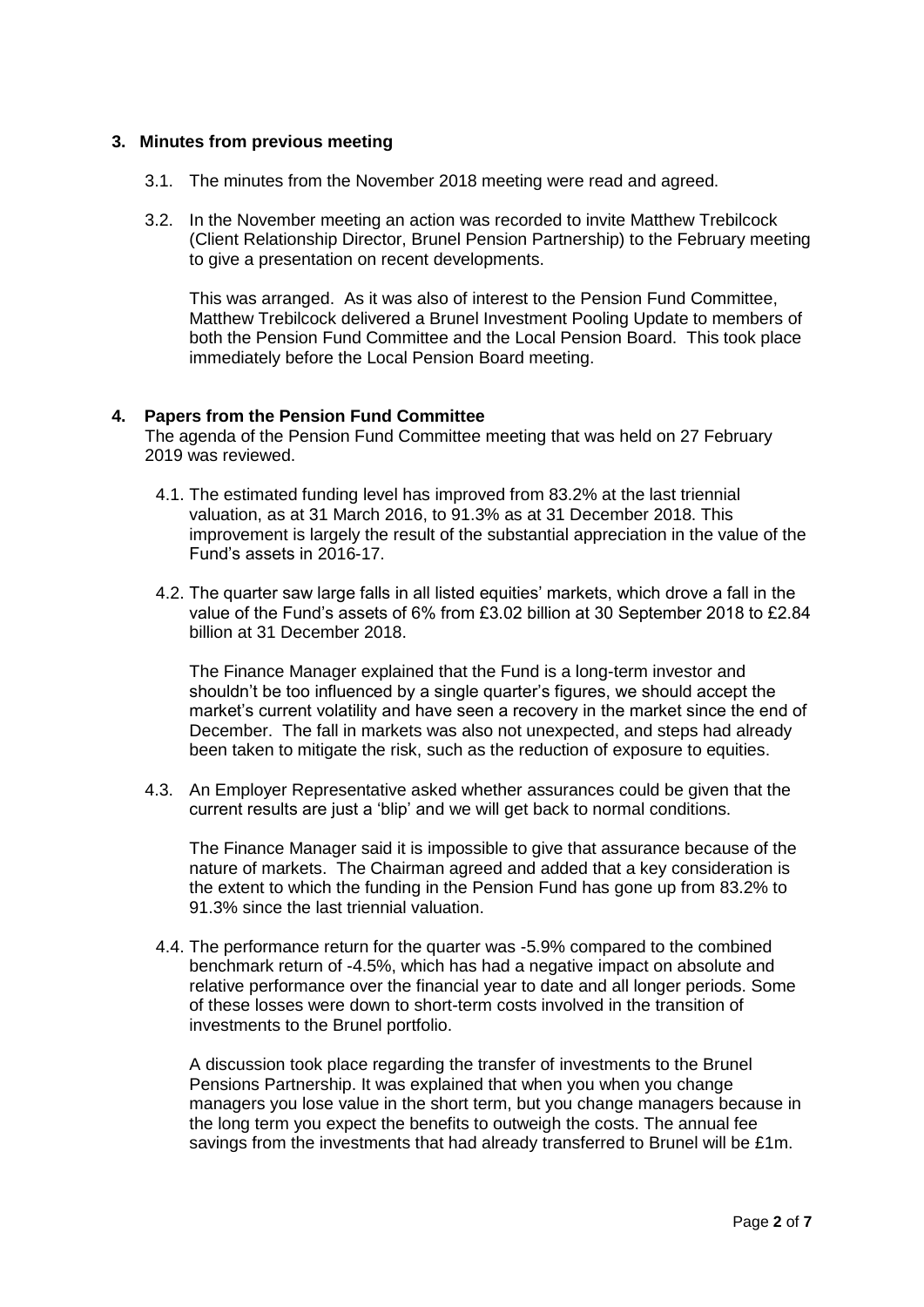## 3. Minutes from previous meeting

3.1. The minutes from the November 2018 meeting were read and agreed.

3.2. In the November meeting an action was recorded to invite Matthew Trebilcock (Client Relationship Director, Brunel Pension Partnership) to the February meeting to give a presentation on recent developments.

This was arranged. As it was also of interest to the Pension Fund Committee, Matthew Trebilcock delivered a Brunel Investment Pooling Update to members of both the Pension Fund Committee and the Local Pension Board. This took place immediately before the Local Pension Board meeting.

## 4. Papers from the Pension Fund Committee

The agenda of the Pension Fund Committee meeting that was held on 27 February 2019 was reviewed.

4.1. The estimated funding level has improved from 83.2% at the last triennial valuation, as at 31 March 2016, to 91.3% as at 31 December 2018. This improvement is largely the result of the substantial appreciation in the value of the Fund's assets in 2016-17.

4.2. The quarter saw large falls in all listed equities' markets, which drove a fall in the value of the Fund's assets of 6% from £3.02 billion at 30 September 2018 to £2.84 billion at 31 December 2018.

The Finance Manager explained that the Fund is a long-term investor and shouldn't be too influenced by a single quarter's figures, we should accept the market's current volatility and have seen a recovery in the market since the end of December. The fall in markets was also not unexpected, and steps had already been taken to mitigate the risk, such as the reduction of exposure to equities.

4.3. An Employer Representative asked whether assurances could be given that the current results are just a 'blip' and we will get back to normal conditions.

The Finance Manager said it is impossible to give that assurance because of the nature of markets. The Chairman agreed and added that a key consideration is the extent to which the funding in the Pension Fund has gone up from 83.2% to 91.3% since the last triennial valuation.

4.4. The performance return for the quarter was -5.9% compared to the combined benchmark return of -4.5%, which has had a negative impact on absolute and relative performance over the financial year to date and all longer periods. Some of these losses were down to short-term costs involved in the transition of investments to the Brunel portfolio.

A discussion took place regarding the transfer of investments to the Brunel Pensions Partnership. It was explained that when you when you change managers you lose value in the short term, but you change managers because in the long term you expect the benefits to outweigh the costs. The annual fee savings from the investments that had already transferred to Brunel will be £1m.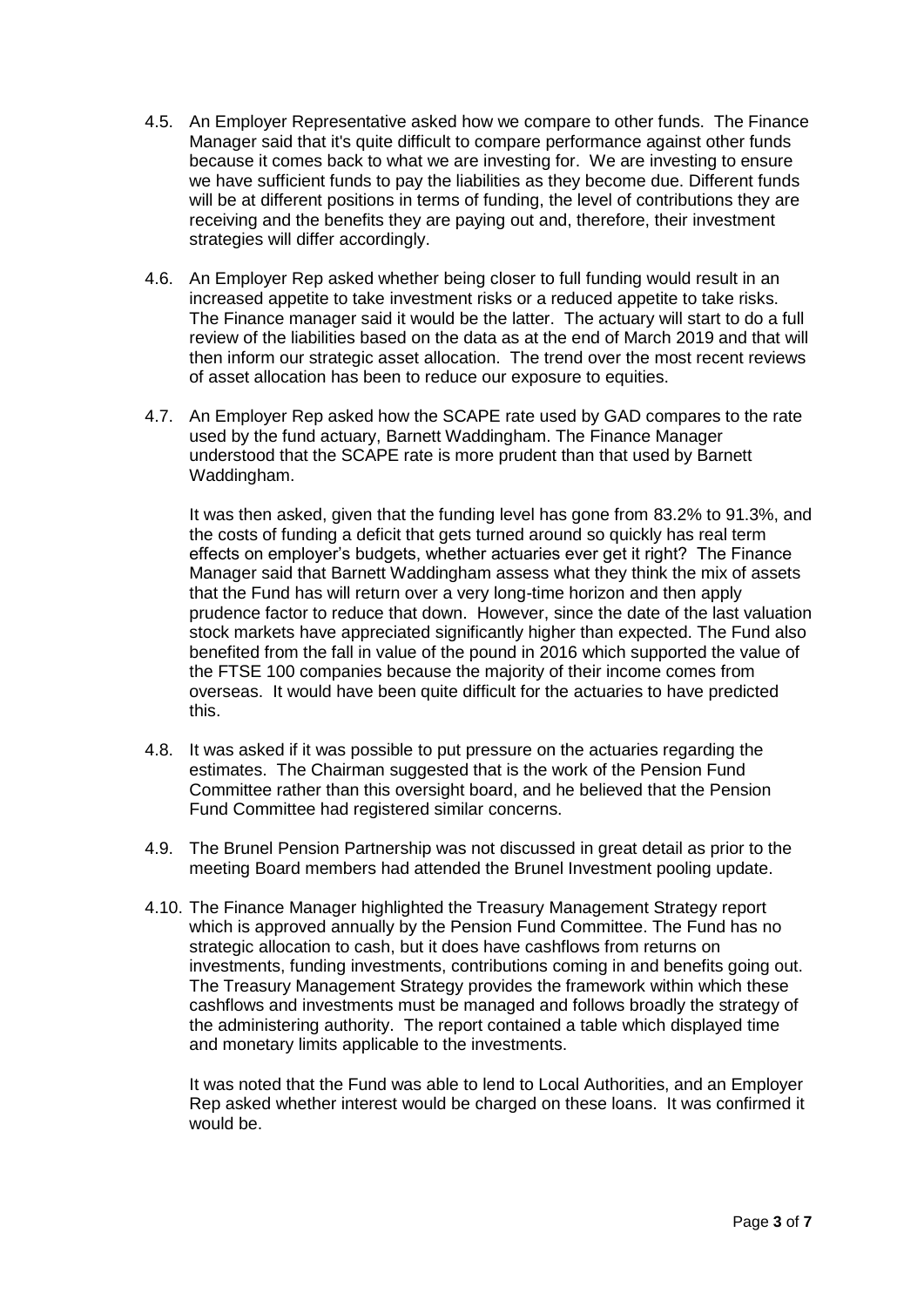4.5. An Employer Representative asked how we compare to other funds. The Finance Manager said that it's quite difficult to compare performance against other funds because it comes back to what we are investing for. We are investing to ensure we have sufficient funds to pay the liabilities as they become due. Different funds will be at different positions in terms of funding, the level of contributions they are receiving and the benefits they are paying out and, therefore, their investment strategies will differ accordingly.

4.6. An Employer Rep asked whether being closer to full funding would result in an increased appetite to take investment risks or a reduced appetite to take risks. The Finance manager said it would be the latter. The actuary will start to do a full review of the liabilities based on the data as at the end of March 2019 and that will then inform our strategic asset allocation. The trend over the most recent reviews of asset allocation has been to reduce our exposure to equities.

4.7. An Employer Rep asked how the SCAPE rate used by GAD compares to the rate used by the fund actuary, Barnett Waddingham. The Finance Manager understood that the SCAPE rate is more prudent than that used by Barnett Waddingham.

It was then asked, given that the funding level has gone from 83.2% to 91.3%, and the costs of funding a deficit that gets turned around so quickly has real term effects on employer's budgets, whether actuaries ever get it right? The Finance Manager said that Barnett Waddingham assess what they think the mix of assets that the Fund has will return over a very long-time horizon and then apply prudence factor to reduce that down. However, since the date of the last valuation stock markets have appreciated significantly higher than expected. The Fund also benefited from the fall in value of the pound in 2016 which supported the value of the FTSE 100 companies because the majority of their income comes from overseas. It would have been quite difficult for the actuaries to have predicted this.

4.8. It was asked if it was possible to put pressure on the actuaries regarding the estimates. The Chairman suggested that is the work of the Pension Fund Committee rather than this oversight board, and he believed that the Pension Fund Committee had registered similar concerns.

4.9. The Brunel Pension Partnership was not discussed in great detail as prior to the meeting Board members had attended the Brunel Investment pooling update.

4.10. The Finance Manager highlighted the Treasury Management Strategy report which is approved annually by the Pension Fund Committee. The Fund has no strategic allocation to cash, but it does have cashflows from returns on investments, funding investments, contributions coming in and benefits going out. The Treasury Management Strategy provides the framework within which these cashflows and investments must be managed and follows broadly the strategy of the administering authority. The report contained a table which displayed time and monetary limits applicable to the investments.

It was noted that the Fund was able to lend to Local Authorities, and an Employer Rep asked whether interest would be charged on these loans. It was confirmed it would be.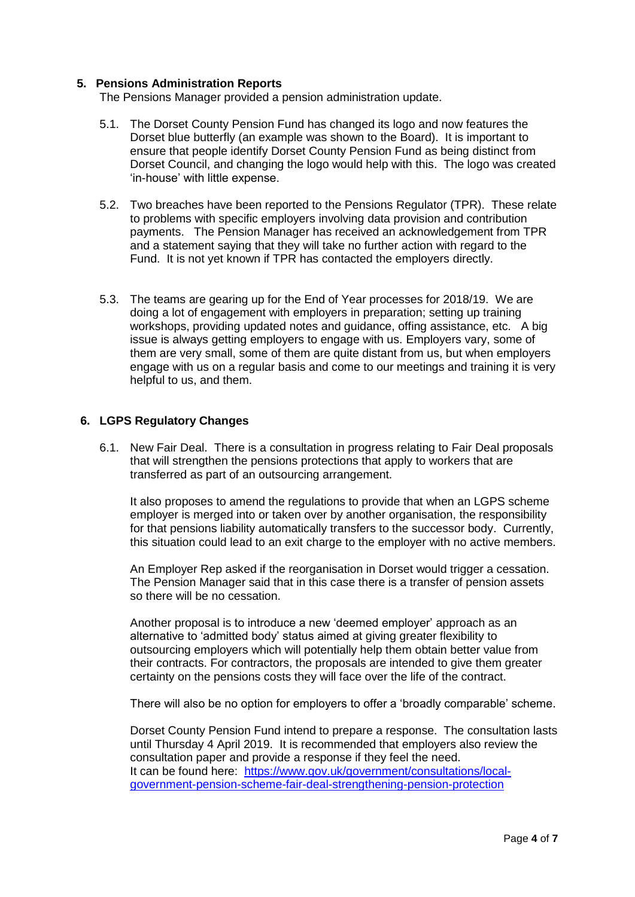## 5. Pensions Administration Reports

The Pensions Manager provided a pension administration update.

5.1. The Dorset County Pension Fund has changed its logo and now features the Dorset blue butterfly (an example was shown to the Board). It is important to ensure that people identify Dorset County Pension Fund as being distinct from Dorset Council, and changing the logo would help with this. The logo was created 'in-house' with little expense.

5.2. Two breaches have been reported to the Pensions Regulator (TPR). These relate to problems with specific employers involving data provision and contribution payments. The Pension Manager has received an acknowledgement from TPR and a statement saying that they will take no further action with regard to the Fund. It is not yet known if TPR has contacted the employers directly.

5.3. The teams are gearing up for the End of Year processes for 2018/19. We are doing a lot of engagement with employers in preparation; setting up training workshops, providing updated notes and guidance, offing assistance, etc. A big issue is always getting employers to engage with us. Employers vary, some of them are very small, some of them are quite distant from us, but when employers engage with us on a regular basis and come to our meetings and training it is very helpful to us, and them.

## 6. LGPS Regulatory Changes

6.1. New Fair Deal. There is a consultation in progress relating to Fair Deal proposals that will strengthen the pensions protections that apply to workers that are transferred as part of an outsourcing arrangement.

It also proposes to amend the regulations to provide that when an LGPS scheme employer is merged into or taken over by another organisation, the responsibility for that pensions liability automatically transfers to the successor body. Currently, this situation could lead to an exit charge to the employer with no active members.

An Employer Rep asked if the reorganisation in Dorset would trigger a cessation. The Pension Manager said that in this case there is a transfer of pension assets so there will be no cessation.

Another proposal is to introduce a new 'deemed employer' approach as an alternative to 'admitted body' status aimed at giving greater flexibility to outsourcing employers which will potentially help them obtain better value from their contracts. For contractors, the proposals are intended to give them greater certainty on the pensions costs they will face over the life of the contract.

There will also be no option for employers to offer a 'broadly comparable' scheme.

Dorset County Pension Fund intend to prepare a response. The consultation lasts until Thursday 4 April 2019. It is recommended that employers also review the consultation paper and provide a response if they feel the need.
It can be found here: [https://www.gov.uk/government/consultations/local-government-pension-scheme-fair-deal-strengthening-pension-protection](https://www.gov.uk/government/consultations/local-government-pension-scheme-fair-deal-strengthening-pension-protection)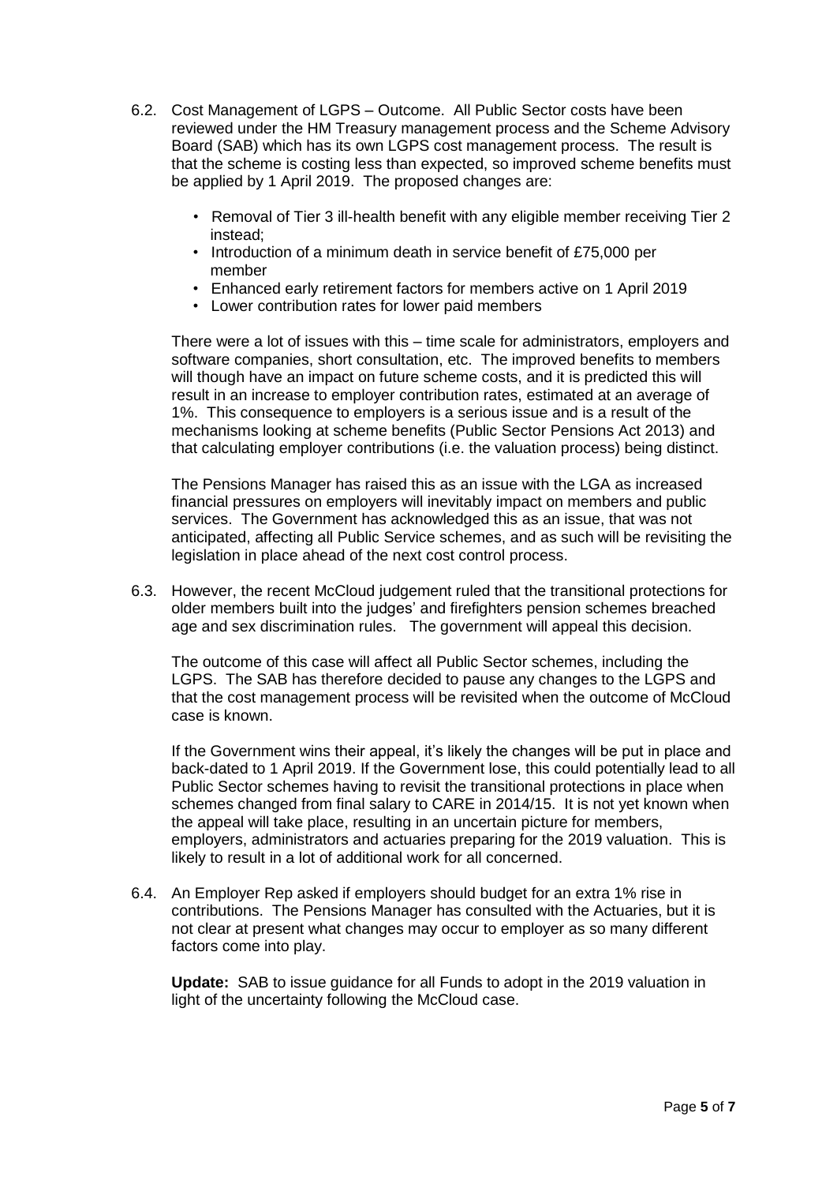6.2. Cost Management of LGPS – Outcome. All Public Sector costs have been reviewed under the HM Treasury management process and the Scheme Advisory Board (SAB) which has its own LGPS cost management process. The result is that the scheme is costing less than expected, so improved scheme benefits must be applied by 1 April 2019. The proposed changes are:

- Removal of Tier 3 ill-health benefit with any eligible member receiving Tier 2 instead;
- Introduction of a minimum death in service benefit of £75,000 per member
- Enhanced early retirement factors for members active on 1 April 2019
- Lower contribution rates for lower paid members

There were a lot of issues with this – time scale for administrators, employers and software companies, short consultation, etc. The improved benefits to members will though have an impact on future scheme costs, and it is predicted this will result in an increase to employer contribution rates, estimated at an average of 1%. This consequence to employers is a serious issue and is a result of the mechanisms looking at scheme benefits (Public Sector Pensions Act 2013) and that calculating employer contributions (i.e. the valuation process) being distinct.

The Pensions Manager has raised this as an issue with the LGA as increased financial pressures on employers will inevitably impact on members and public services. The Government has acknowledged this as an issue, that was not anticipated, affecting all Public Service schemes, and as such will be revisiting the legislation in place ahead of the next cost control process.

6.3. However, the recent McCloud judgement ruled that the transitional protections for older members built into the judges' and firefighters pension schemes breached age and sex discrimination rules. The government will appeal this decision.

The outcome of this case will affect all Public Sector schemes, including the LGPS. The SAB has therefore decided to pause any changes to the LGPS and that the cost management process will be revisited when the outcome of McCloud case is known.

If the Government wins their appeal, it's likely the changes will be put in place and back-dated to 1 April 2019. If the Government lose, this could potentially lead to all Public Sector schemes having to revisit the transitional protections in place when schemes changed from final salary to CARE in 2014/15. It is not yet known when the appeal will take place, resulting in an uncertain picture for members, employers, administrators and actuaries preparing for the 2019 valuation. This is likely to result in a lot of additional work for all concerned.

6.4. An Employer Rep asked if employers should budget for an extra 1% rise in contributions. The Pensions Manager has consulted with the Actuaries, but it is not clear at present what changes may occur to employer as so many different factors come into play.

**Update:** SAB to issue guidance for all Funds to adopt in the 2019 valuation in light of the uncertainty following the McCloud case.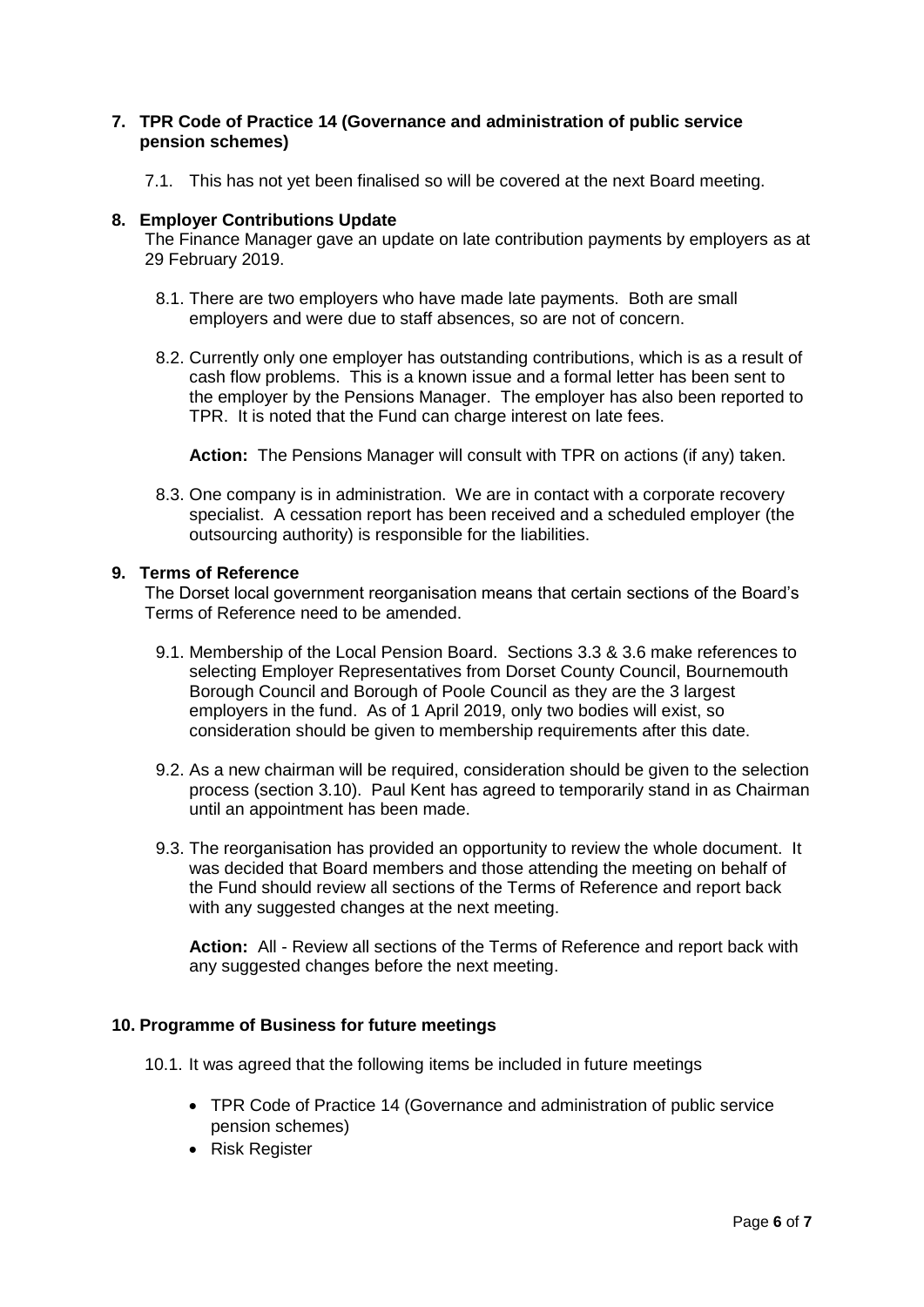## 7. TPR Code of Practice 14 (Governance and administration of public service pension schemes)

7.1. This has not yet been finalised so will be covered at the next Board meeting.

## 8. Employer Contributions Update

The Finance Manager gave an update on late contribution payments by employers as at 29 February 2019.

8.1. There are two employers who have made late payments. Both are small employers and were due to staff absences, so are not of concern.

8.2. Currently only one employer has outstanding contributions, which is as a result of cash flow problems. This is a known issue and a formal letter has been sent to the employer by the Pensions Manager. The employer has also been reported to TPR. It is noted that the Fund can charge interest on late fees.

**Action:** The Pensions Manager will consult with TPR on actions (if any) taken.

8.3. One company is in administration. We are in contact with a corporate recovery specialist. A cessation report has been received and a scheduled employer (the outsourcing authority) is responsible for the liabilities.

## 9. Terms of Reference

The Dorset local government reorganisation means that certain sections of the Board's Terms of Reference need to be amended.

9.1. Membership of the Local Pension Board. Sections 3.3 & 3.6 make references to selecting Employer Representatives from Dorset County Council, Bournemouth Borough Council and Borough of Poole Council as they are the 3 largest employers in the fund. As of 1 April 2019, only two bodies will exist, so consideration should be given to membership requirements after this date.

9.2. As a new chairman will be required, consideration should be given to the selection process (section 3.10). Paul Kent has agreed to temporarily stand in as Chairman until an appointment has been made.

9.3. The reorganisation has provided an opportunity to review the whole document. It was decided that Board members and those attending the meeting on behalf of the Fund should review all sections of the Terms of Reference and report back with any suggested changes at the next meeting.

**Action:** All - Review all sections of the Terms of Reference and report back with any suggested changes before the next meeting.

## 10. Programme of Business for future meetings

10.1. It was agreed that the following items be included in future meetings

- TPR Code of Practice 14 (Governance and administration of public service pension schemes)
- Risk Register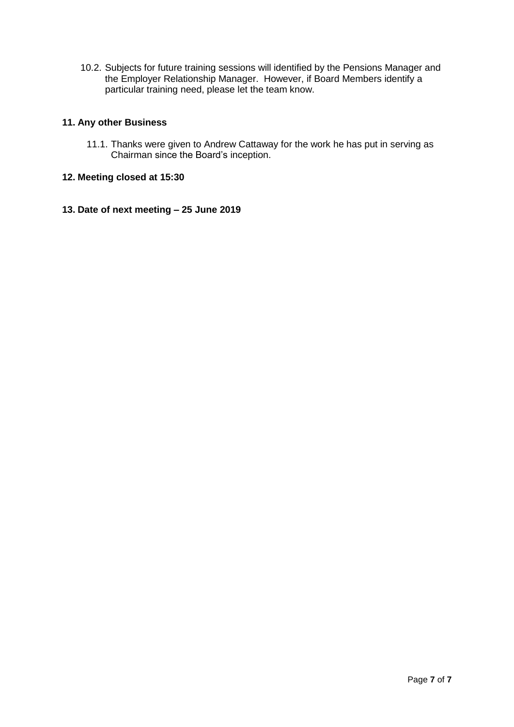10.2. Subjects for future training sessions will identified by the Pensions Manager and the Employer Relationship Manager. However, if Board Members identify a particular training need, please let the team know.

**11. Any other Business**

11.1. Thanks were given to Andrew Cattaway for the work he has put in serving as Chairman since the Board's inception.

**12. Meeting closed at 15:30**

**13. Date of next meeting – 25 June 2019**